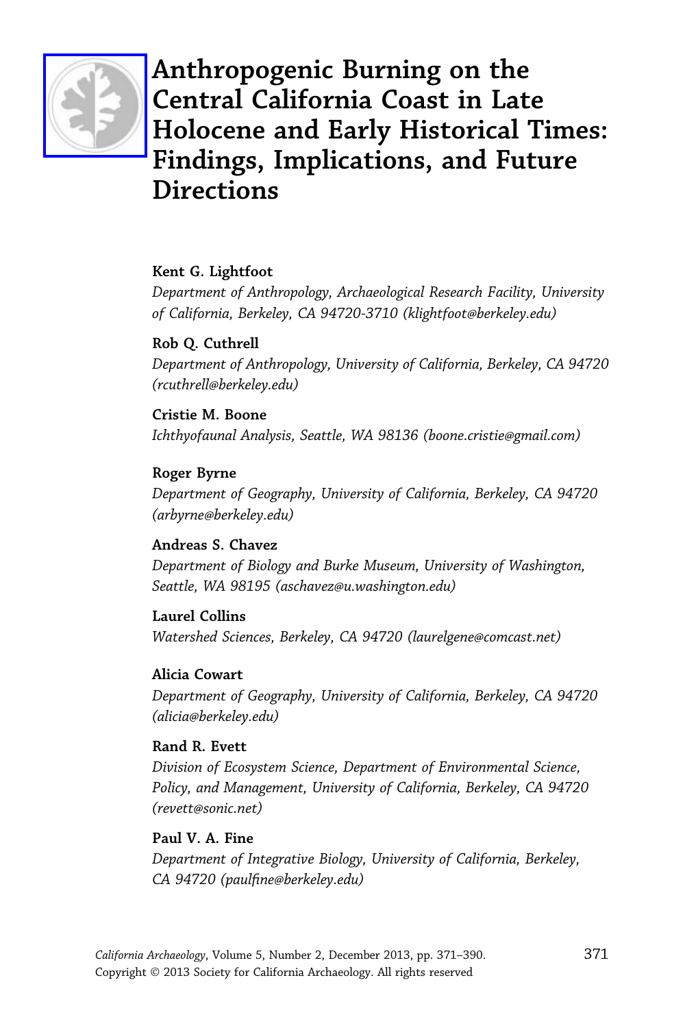# Anthropogenic Burning on the Central California Coast in Late Holocene and Early Historical Times: Findings, Implications, and Future Directions

**Kent G. Lightfoot**
*Department of Anthropology, Archaeological Research Facility, University of California, Berkeley, CA 94720-3710 (klightfoot@berkeley.edu)*

**Rob Q. Cuthrell**
*Department of Anthropology, University of California, Berkeley, CA 94720 (rcuthrell@berkeley.edu)*

**Cristie M. Boone**
*Ichthyofaunal Analysis, Seattle, WA 98136 (boone.cristie@gmail.com)*

**Roger Byrne**
*Department of Geography, University of California, Berkeley, CA 94720 (arbyrne@berkeley.edu)*

**Andreas S. Chavez**
*Department of Biology and Burke Museum, University of Washington, Seattle, WA 98195 (aschavez@u.washington.edu)*

**Laurel Collins**
*Watershed Sciences, Berkeley, CA 94720 (laurelgene@comcast.net)*

**Alicia Cowart**
*Department of Geography, University of California, Berkeley, CA 94720 (alicia@berkeley.edu)*

**Rand R. Evett**
*Division of Ecosystem Science, Department of Environmental Science, Policy, and Management, University of California, Berkeley, CA 94720 (revett@sonic.net)*

**Paul V. A. Fine**
*Department of Integrative Biology, University of California, Berkeley, CA 94720 (paulfine@berkeley.edu)*

*California Archaeology*, Volume 5, Number 2, December 2013, pp. 371–390.
Copyright © 2013 Society for California Archaeology. All rights reserved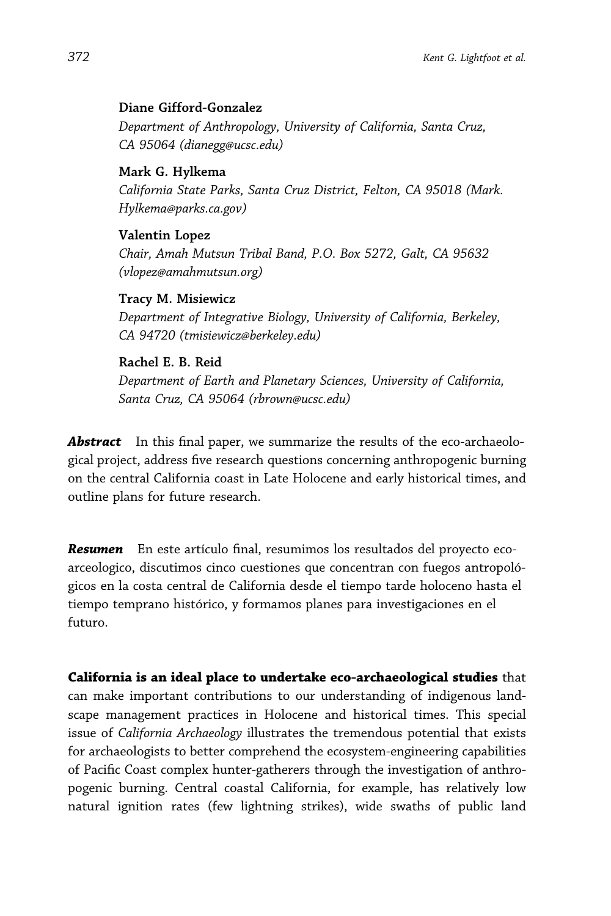**Diane Gifford-Gonzalez**
*Department of Anthropology, University of California, Santa Cruz, CA 95064 (dianegg@ucsc.edu)*

**Mark G. Hylkema**
*California State Parks, Santa Cruz District, Felton, CA 95018 (Mark.Hylkema@parks.ca.gov)*

**Valentin Lopez**
*Chair, Amah Mutsun Tribal Band, P.O. Box 5272, Galt, CA 95632 (vlopez@amahmutsun.org)*

**Tracy M. Misiewicz**
*Department of Integrative Biology, University of California, Berkeley, CA 94720 (tmisiewicz@berkeley.edu)*

**Rachel E. B. Reid**
*Department of Earth and Planetary Sciences, University of California, Santa Cruz, CA 95064 (rbrown@ucsc.edu)*

***Abstract*** In this final paper, we summarize the results of the eco-archaeological project, address five research questions concerning anthropogenic burning on the central California coast in Late Holocene and early historical times, and outline plans for future research.

***Resumen*** En este artículo final, resumimos los resultados del proyecto eco-arceologico, discutimos cinco cuestiones que concentran con fuegos antropológicos en la costa central de California desde el tiempo tarde holoceno hasta el tiempo temprano histórico, y formamos planes para investigaciones en el futuro.

**California is an ideal place to undertake eco-archaeological studies** that can make important contributions to our understanding of indigenous landscape management practices in Holocene and historical times. This special issue of *California Archaeology* illustrates the tremendous potential that exists for archaeologists to better comprehend the ecosystem-engineering capabilities of Pacific Coast complex hunter-gatherers through the investigation of anthropogenic burning. Central coastal California, for example, has relatively low natural ignition rates (few lightning strikes), wide swaths of public land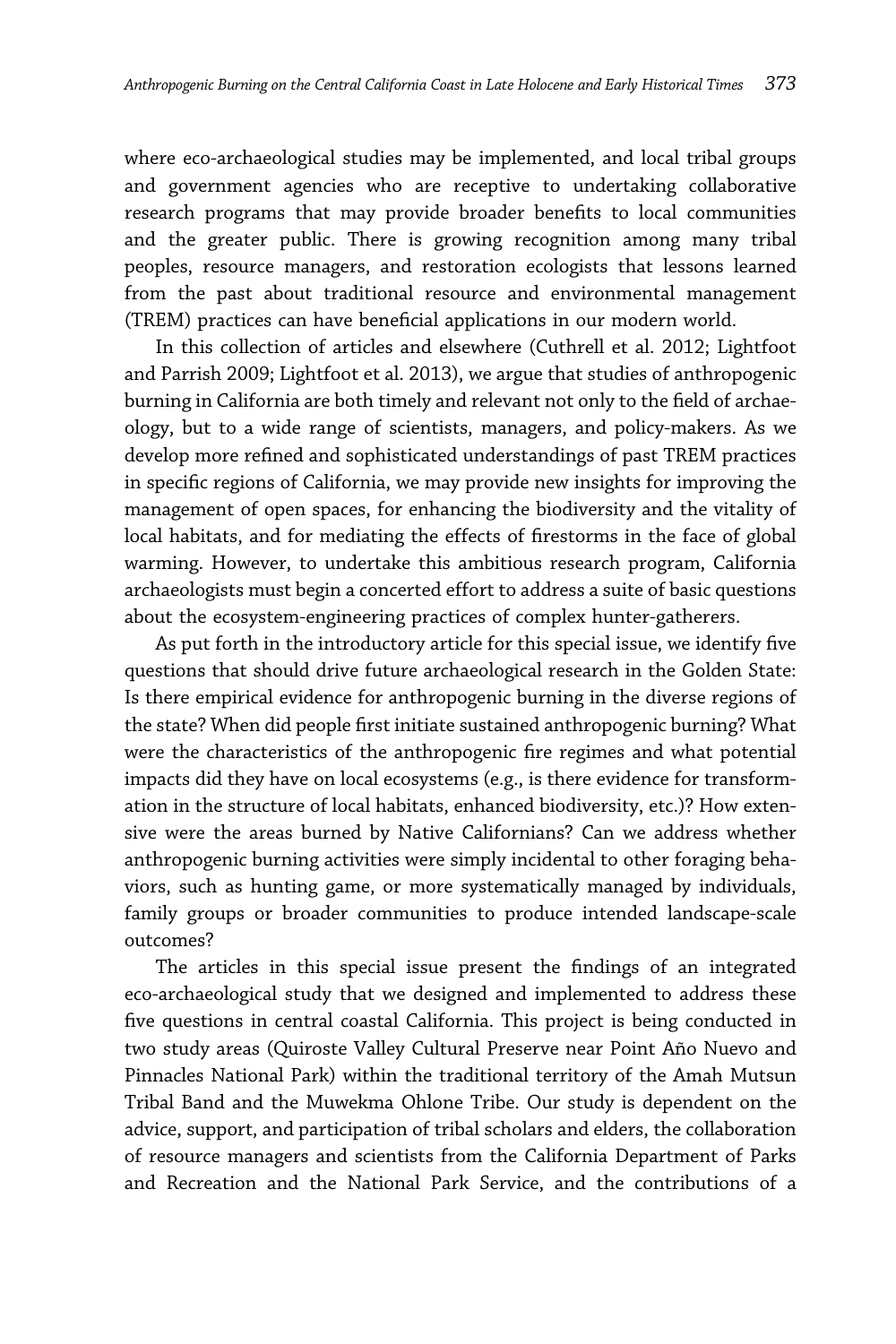where eco-archaeological studies may be implemented, and local tribal groups and government agencies who are receptive to undertaking collaborative research programs that may provide broader benefits to local communities and the greater public. There is growing recognition among many tribal peoples, resource managers, and restoration ecologists that lessons learned from the past about traditional resource and environmental management (TREM) practices can have beneficial applications in our modern world.

In this collection of articles and elsewhere (Cuthrell et al. 2012; Lightfoot and Parrish 2009; Lightfoot et al. 2013), we argue that studies of anthropogenic burning in California are both timely and relevant not only to the field of archaeology, but to a wide range of scientists, managers, and policy-makers. As we develop more refined and sophisticated understandings of past TREM practices in specific regions of California, we may provide new insights for improving the management of open spaces, for enhancing the biodiversity and the vitality of local habitats, and for mediating the effects of firestorms in the face of global warming. However, to undertake this ambitious research program, California archaeologists must begin a concerted effort to address a suite of basic questions about the ecosystem-engineering practices of complex hunter-gatherers.

As put forth in the introductory article for this special issue, we identify five questions that should drive future archaeological research in the Golden State: Is there empirical evidence for anthropogenic burning in the diverse regions of the state? When did people first initiate sustained anthropogenic burning? What were the characteristics of the anthropogenic fire regimes and what potential impacts did they have on local ecosystems (e.g., is there evidence for transformation in the structure of local habitats, enhanced biodiversity, etc.)? How extensive were the areas burned by Native Californians? Can we address whether anthropogenic burning activities were simply incidental to other foraging behaviors, such as hunting game, or more systematically managed by individuals, family groups or broader communities to produce intended landscape-scale outcomes?

The articles in this special issue present the findings of an integrated eco-archaeological study that we designed and implemented to address these five questions in central coastal California. This project is being conducted in two study areas (Quiroste Valley Cultural Preserve near Point Año Nuevo and Pinnacles National Park) within the traditional territory of the Amah Mutsun Tribal Band and the Muwekma Ohlone Tribe. Our study is dependent on the advice, support, and participation of tribal scholars and elders, the collaboration of resource managers and scientists from the California Department of Parks and Recreation and the National Park Service, and the contributions of a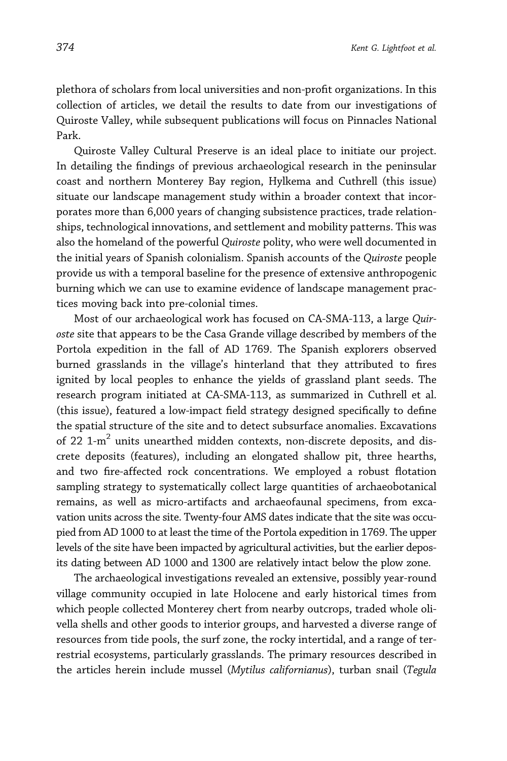plethora of scholars from local universities and non-profit organizations. In this collection of articles, we detail the results to date from our investigations of Quiroste Valley, while subsequent publications will focus on Pinnacles National Park.

Quiroste Valley Cultural Preserve is an ideal place to initiate our project. In detailing the findings of previous archaeological research in the peninsular coast and northern Monterey Bay region, Hylkema and Cuthrell (this issue) situate our landscape management study within a broader context that incorporates more than 6,000 years of changing subsistence practices, trade relationships, technological innovations, and settlement and mobility patterns. This was also the homeland of the powerful *Quiroste* polity, who were well documented in the initial years of Spanish colonialism. Spanish accounts of the *Quiroste* people provide us with a temporal baseline for the presence of extensive anthropogenic burning which we can use to examine evidence of landscape management practices moving back into pre-colonial times.

Most of our archaeological work has focused on CA-SMA-113, a large *Quiroste* site that appears to be the Casa Grande village described by members of the Portola expedition in the fall of AD 1769. The Spanish explorers observed burned grasslands in the village's hinterland that they attributed to fires ignited by local peoples to enhance the yields of grassland plant seeds. The research program initiated at CA-SMA-113, as summarized in Cuthrell et al. (this issue), featured a low-impact field strategy designed specifically to define the spatial structure of the site and to detect subsurface anomalies. Excavations of 22 1-$m^2$ units unearthed midden contexts, non-discrete deposits, and discrete deposits (features), including an elongated shallow pit, three hearths, and two fire-affected rock concentrations. We employed a robust flotation sampling strategy to systematically collect large quantities of archaeobotanical remains, as well as micro-artifacts and archaeofaunal specimens, from excavation units across the site. Twenty-four AMS dates indicate that the site was occupied from AD 1000 to at least the time of the Portola expedition in 1769. The upper levels of the site have been impacted by agricultural activities, but the earlier deposits dating between AD 1000 and 1300 are relatively intact below the plow zone.

The archaeological investigations revealed an extensive, possibly year-round village community occupied in late Holocene and early historical times from which people collected Monterey chert from nearby outcrops, traded whole olivella shells and other goods to interior groups, and harvested a diverse range of resources from tide pools, the surf zone, the rocky intertidal, and a range of terrestrial ecosystems, particularly grasslands. The primary resources described in the articles herein include mussel (*Mytilus californianus*), turban snail (*Tegula*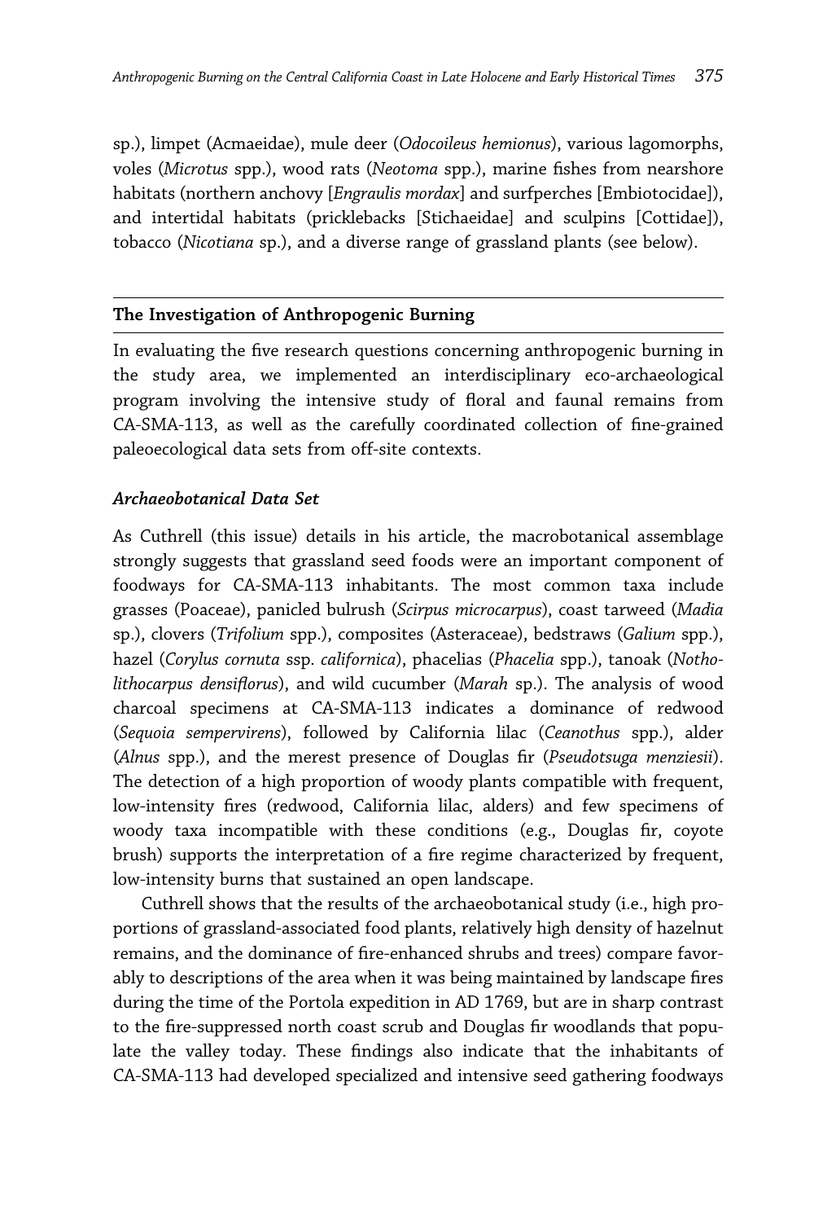sp.), limpet (Acmaeidae), mule deer (*Odocoileus hemionus*), various lagomorphs, voles (*Microtus* spp.), wood rats (*Neotoma* spp.), marine fishes from nearshore habitats (northern anchovy [*Engraulis mordax*] and surfperches [Embiotocidae]), and intertidal habitats (pricklebacks [Stichaeidae] and sculpins [Cottidae]), tobacco (*Nicotiana* sp.), and a diverse range of grassland plants (see below).

## The Investigation of Anthropogenic Burning

In evaluating the five research questions concerning anthropogenic burning in the study area, we implemented an interdisciplinary eco-archaeological program involving the intensive study of floral and faunal remains from CA-SMA-113, as well as the carefully coordinated collection of fine-grained paleoecological data sets from off-site contexts.

### *Archaeobotanical Data Set*

As Cuthrell (this issue) details in his article, the macrobotanical assemblage strongly suggests that grassland seed foods were an important component of foodways for CA-SMA-113 inhabitants. The most common taxa include grasses (Poaceae), panicled bulrush (*Scirpus microcarpus*), coast tarweed (*Madia* sp.), clovers (*Trifolium* spp.), composites (Asteraceae), bedstraws (*Galium* spp.), hazel (*Corylus cornuta* ssp. *californica*), phacelias (*Phacelia* spp.), tanoak (*Notholithocarpus densiflorus*), and wild cucumber (*Marah* sp.). The analysis of wood charcoal specimens at CA-SMA-113 indicates a dominance of redwood (*Sequoia sempervirens*), followed by California lilac (*Ceanothus* spp.), alder (*Alnus* spp.), and the merest presence of Douglas fir (*Pseudotsuga menziesii*). The detection of a high proportion of woody plants compatible with frequent, low-intensity fires (redwood, California lilac, alders) and few specimens of woody taxa incompatible with these conditions (e.g., Douglas fir, coyote brush) supports the interpretation of a fire regime characterized by frequent, low-intensity burns that sustained an open landscape.

Cuthrell shows that the results of the archaeobotanical study (i.e., high proportions of grassland-associated food plants, relatively high density of hazelnut remains, and the dominance of fire-enhanced shrubs and trees) compare favorably to descriptions of the area when it was being maintained by landscape fires during the time of the Portola expedition in AD 1769, but are in sharp contrast to the fire-suppressed north coast scrub and Douglas fir woodlands that populate the valley today. These findings also indicate that the inhabitants of CA-SMA-113 had developed specialized and intensive seed gathering foodways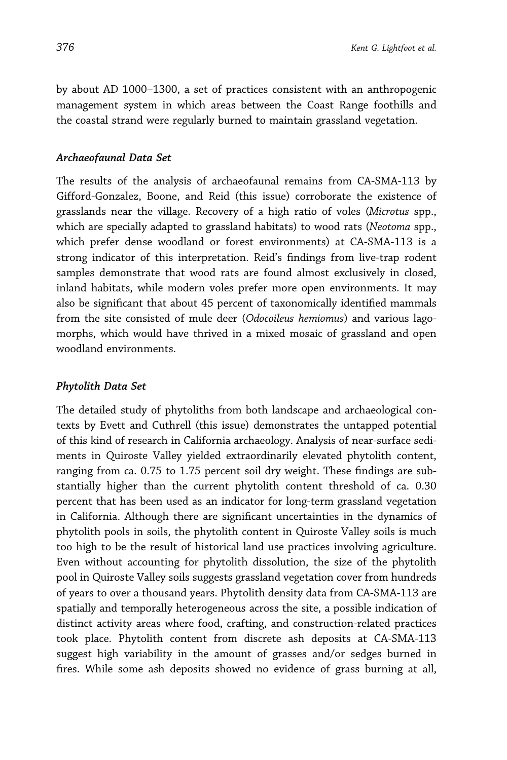by about AD 1000–1300, a set of practices consistent with an anthropogenic management system in which areas between the Coast Range foothills and the coastal strand were regularly burned to maintain grassland vegetation.

### *Archaeofaunal Data Set*

The results of the analysis of archaeofaunal remains from CA-SMA-113 by Gifford-Gonzalez, Boone, and Reid (this issue) corroborate the existence of grasslands near the village. Recovery of a high ratio of voles (*Microtus* spp., which are specially adapted to grassland habitats) to wood rats (*Neotoma* spp., which prefer dense woodland or forest environments) at CA-SMA-113 is a strong indicator of this interpretation. Reid's findings from live-trap rodent samples demonstrate that wood rats are found almost exclusively in closed, inland habitats, while modern voles prefer more open environments. It may also be significant that about 45 percent of taxonomically identified mammals from the site consisted of mule deer (*Odocoileus hemiomus*) and various lagomorphs, which would have thrived in a mixed mosaic of grassland and open woodland environments.

### *Phytolith Data Set*

The detailed study of phytoliths from both landscape and archaeological contexts by Evett and Cuthrell (this issue) demonstrates the untapped potential of this kind of research in California archaeology. Analysis of near-surface sediments in Quiroste Valley yielded extraordinarily elevated phytolith content, ranging from ca. 0.75 to 1.75 percent soil dry weight. These findings are substantially higher than the current phytolith content threshold of ca. 0.30 percent that has been used as an indicator for long-term grassland vegetation in California. Although there are significant uncertainties in the dynamics of phytolith pools in soils, the phytolith content in Quiroste Valley soils is much too high to be the result of historical land use practices involving agriculture. Even without accounting for phytolith dissolution, the size of the phytolith pool in Quiroste Valley soils suggests grassland vegetation cover from hundreds of years to over a thousand years. Phytolith density data from CA-SMA-113 are spatially and temporally heterogeneous across the site, a possible indication of distinct activity areas where food, crafting, and construction-related practices took place. Phytolith content from discrete ash deposits at CA-SMA-113 suggest high variability in the amount of grasses and/or sedges burned in fires. While some ash deposits showed no evidence of grass burning at all,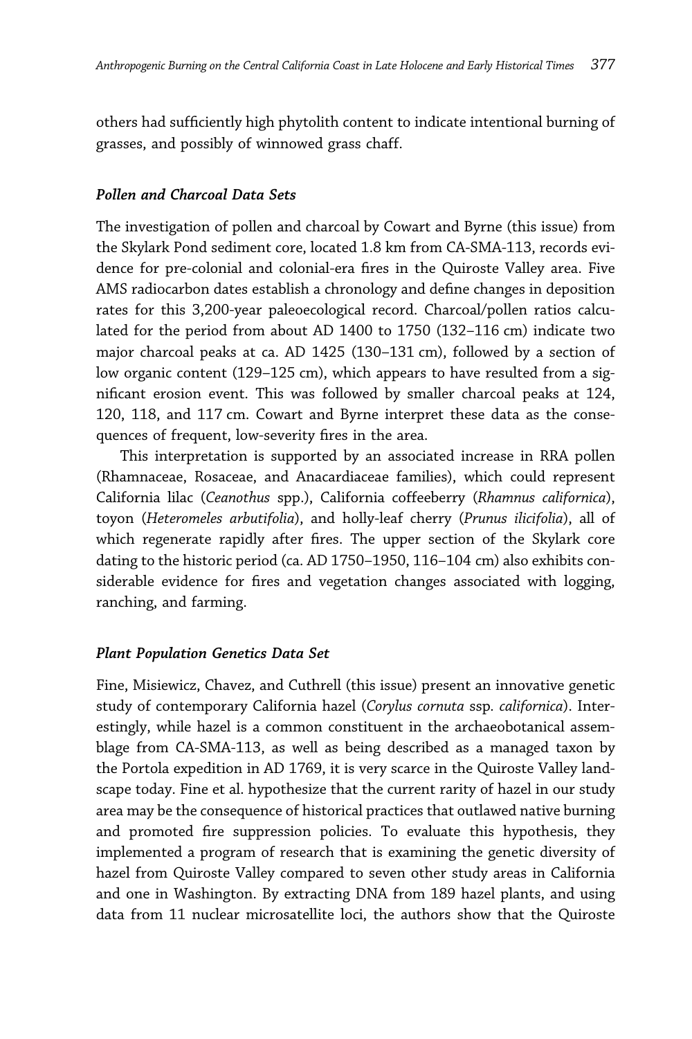others had sufficiently high phytolith content to indicate intentional burning of grasses, and possibly of winnowed grass chaff.

### *Pollen and Charcoal Data Sets*

The investigation of pollen and charcoal by Cowart and Byrne (this issue) from the Skylark Pond sediment core, located 1.8 km from CA-SMA-113, records evidence for pre-colonial and colonial-era fires in the Quiroste Valley area. Five AMS radiocarbon dates establish a chronology and define changes in deposition rates for this 3,200-year paleoecological record. Charcoal/pollen ratios calculated for the period from about AD 1400 to 1750 (132–116 cm) indicate two major charcoal peaks at ca. AD 1425 (130–131 cm), followed by a section of low organic content (129–125 cm), which appears to have resulted from a significant erosion event. This was followed by smaller charcoal peaks at 124, 120, 118, and 117 cm. Cowart and Byrne interpret these data as the consequences of frequent, low-severity fires in the area.

This interpretation is supported by an associated increase in RRA pollen (Rhamnaceae, Rosaceae, and Anacardiaceae families), which could represent California lilac (*Ceanothus* spp.), California coffeeberry (*Rhamnus californica*), toyon (*Heteromeles arbutifolia*), and holly-leaf cherry (*Prunus ilicifolia*), all of which regenerate rapidly after fires. The upper section of the Skylark core dating to the historic period (ca. AD 1750–1950, 116–104 cm) also exhibits considerable evidence for fires and vegetation changes associated with logging, ranching, and farming.

### *Plant Population Genetics Data Set*

Fine, Misiewicz, Chavez, and Cuthrell (this issue) present an innovative genetic study of contemporary California hazel (*Corylus cornuta* ssp. *californica*). Interestingly, while hazel is a common constituent in the archaeobotanical assemblage from CA-SMA-113, as well as being described as a managed taxon by the Portola expedition in AD 1769, it is very scarce in the Quiroste Valley landscape today. Fine et al. hypothesize that the current rarity of hazel in our study area may be the consequence of historical practices that outlawed native burning and promoted fire suppression policies. To evaluate this hypothesis, they implemented a program of research that is examining the genetic diversity of hazel from Quiroste Valley compared to seven other study areas in California and one in Washington. By extracting DNA from 189 hazel plants, and using data from 11 nuclear microsatellite loci, the authors show that the Quiroste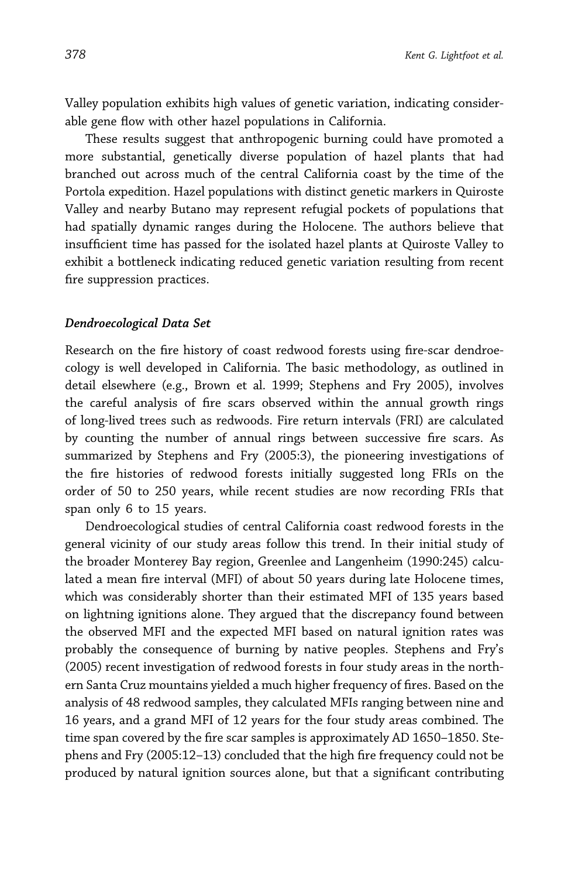Valley population exhibits high values of genetic variation, indicating considerable gene flow with other hazel populations in California.

These results suggest that anthropogenic burning could have promoted a more substantial, genetically diverse population of hazel plants that had branched out across much of the central California coast by the time of the Portola expedition. Hazel populations with distinct genetic markers in Quiroste Valley and nearby Butano may represent refugial pockets of populations that had spatially dynamic ranges during the Holocene. The authors believe that insufficient time has passed for the isolated hazel plants at Quiroste Valley to exhibit a bottleneck indicating reduced genetic variation resulting from recent fire suppression practices.

### *Dendroecological Data Set*

Research on the fire history of coast redwood forests using fire-scar dendroecology is well developed in California. The basic methodology, as outlined in detail elsewhere (e.g., Brown et al. 1999; Stephens and Fry 2005), involves the careful analysis of fire scars observed within the annual growth rings of long-lived trees such as redwoods. Fire return intervals (FRI) are calculated by counting the number of annual rings between successive fire scars. As summarized by Stephens and Fry (2005:3), the pioneering investigations of the fire histories of redwood forests initially suggested long FRIs on the order of 50 to 250 years, while recent studies are now recording FRIs that span only 6 to 15 years.

Dendroecological studies of central California coast redwood forests in the general vicinity of our study areas follow this trend. In their initial study of the broader Monterey Bay region, Greenlee and Langenheim (1990:245) calculated a mean fire interval (MFI) of about 50 years during late Holocene times, which was considerably shorter than their estimated MFI of 135 years based on lightning ignitions alone. They argued that the discrepancy found between the observed MFI and the expected MFI based on natural ignition rates was probably the consequence of burning by native peoples. Stephens and Fry's (2005) recent investigation of redwood forests in four study areas in the northern Santa Cruz mountains yielded a much higher frequency of fires. Based on the analysis of 48 redwood samples, they calculated MFIs ranging between nine and 16 years, and a grand MFI of 12 years for the four study areas combined. The time span covered by the fire scar samples is approximately AD 1650–1850. Stephens and Fry (2005:12–13) concluded that the high fire frequency could not be produced by natural ignition sources alone, but that a significant contributing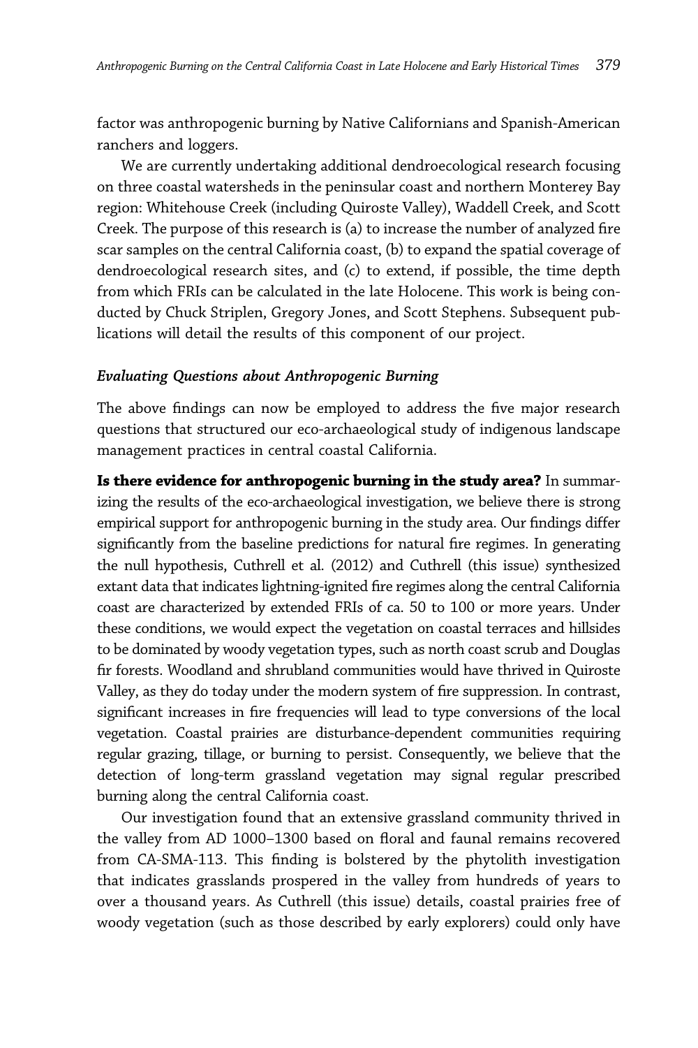factor was anthropogenic burning by Native Californians and Spanish-American ranchers and loggers.

We are currently undertaking additional dendroecological research focusing on three coastal watersheds in the peninsular coast and northern Monterey Bay region: Whitehouse Creek (including Quiroste Valley), Waddell Creek, and Scott Creek. The purpose of this research is (a) to increase the number of analyzed fire scar samples on the central California coast, (b) to expand the spatial coverage of dendroecological research sites, and (c) to extend, if possible, the time depth from which FRIs can be calculated in the late Holocene. This work is being conducted by Chuck Striplen, Gregory Jones, and Scott Stephens. Subsequent publications will detail the results of this component of our project.

### *Evaluating Questions about Anthropogenic Burning*

The above findings can now be employed to address the five major research questions that structured our eco-archaeological study of indigenous landscape management practices in central coastal California.

**Is there evidence for anthropogenic burning in the study area?** In summarizing the results of the eco-archaeological investigation, we believe there is strong empirical support for anthropogenic burning in the study area. Our findings differ significantly from the baseline predictions for natural fire regimes. In generating the null hypothesis, Cuthrell et al. (2012) and Cuthrell (this issue) synthesized extant data that indicates lightning-ignited fire regimes along the central California coast are characterized by extended FRIs of ca. 50 to 100 or more years. Under these conditions, we would expect the vegetation on coastal terraces and hillsides to be dominated by woody vegetation types, such as north coast scrub and Douglas fir forests. Woodland and shrubland communities would have thrived in Quiroste Valley, as they do today under the modern system of fire suppression. In contrast, significant increases in fire frequencies will lead to type conversions of the local vegetation. Coastal prairies are disturbance-dependent communities requiring regular grazing, tillage, or burning to persist. Consequently, we believe that the detection of long-term grassland vegetation may signal regular prescribed burning along the central California coast.

Our investigation found that an extensive grassland community thrived in the valley from AD 1000–1300 based on floral and faunal remains recovered from CA-SMA-113. This finding is bolstered by the phytolith investigation that indicates grasslands prospered in the valley from hundreds of years to over a thousand years. As Cuthrell (this issue) details, coastal prairies free of woody vegetation (such as those described by early explorers) could only have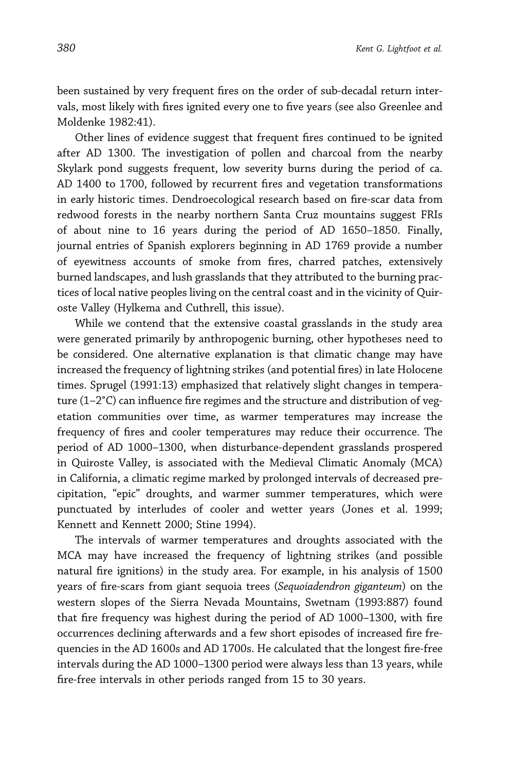been sustained by very frequent fires on the order of sub-decadal return intervals, most likely with fires ignited every one to five years (see also Greenlee and Moldenke 1982:41).

Other lines of evidence suggest that frequent fires continued to be ignited after AD 1300. The investigation of pollen and charcoal from the nearby Skylark pond suggests frequent, low severity burns during the period of ca. AD 1400 to 1700, followed by recurrent fires and vegetation transformations in early historic times. Dendroecological research based on fire-scar data from redwood forests in the nearby northern Santa Cruz mountains suggest FRIs of about nine to 16 years during the period of AD 1650–1850. Finally, journal entries of Spanish explorers beginning in AD 1769 provide a number of eyewitness accounts of smoke from fires, charred patches, extensively burned landscapes, and lush grasslands that they attributed to the burning practices of local native peoples living on the central coast and in the vicinity of Quiroste Valley (Hylkema and Cuthrell, this issue).

While we contend that the extensive coastal grasslands in the study area were generated primarily by anthropogenic burning, other hypotheses need to be considered. One alternative explanation is that climatic change may have increased the frequency of lightning strikes (and potential fires) in late Holocene times. Sprugel (1991:13) emphasized that relatively slight changes in temperature (1–2°C) can influence fire regimes and the structure and distribution of vegetation communities over time, as warmer temperatures may increase the frequency of fires and cooler temperatures may reduce their occurrence. The period of AD 1000–1300, when disturbance-dependent grasslands prospered in Quiroste Valley, is associated with the Medieval Climatic Anomaly (MCA) in California, a climatic regime marked by prolonged intervals of decreased precipitation, "epic" droughts, and warmer summer temperatures, which were punctuated by interludes of cooler and wetter years (Jones et al. 1999; Kennett and Kennett 2000; Stine 1994).

The intervals of warmer temperatures and droughts associated with the MCA may have increased the frequency of lightning strikes (and possible natural fire ignitions) in the study area. For example, in his analysis of 1500 years of fire-scars from giant sequoia trees (*Sequoiadendron giganteum*) on the western slopes of the Sierra Nevada Mountains, Swetnam (1993:887) found that fire frequency was highest during the period of AD 1000–1300, with fire occurrences declining afterwards and a few short episodes of increased fire frequencies in the AD 1600s and AD 1700s. He calculated that the longest fire-free intervals during the AD 1000–1300 period were always less than 13 years, while fire-free intervals in other periods ranged from 15 to 30 years.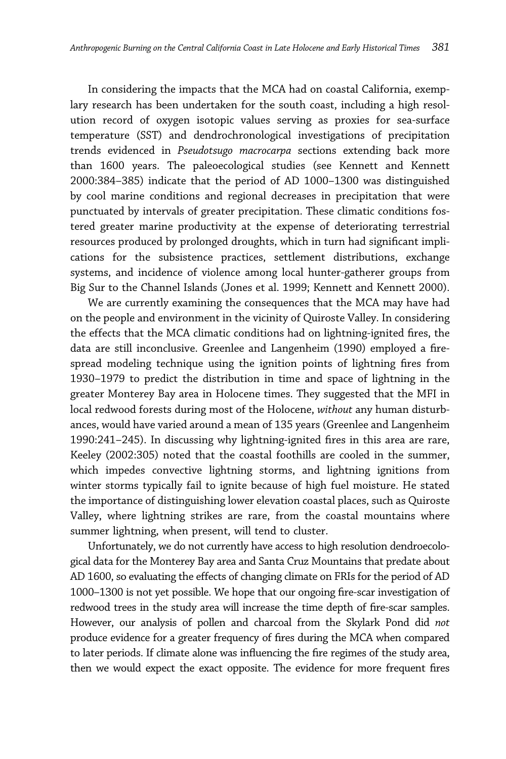In considering the impacts that the MCA had on coastal California, exemplary research has been undertaken for the south coast, including a high resolution record of oxygen isotopic values serving as proxies for sea-surface temperature (SST) and dendrochronological investigations of precipitation trends evidenced in *Pseudotsugo macrocarpa* sections extending back more than 1600 years. The paleoecological studies (see Kennett and Kennett 2000:384–385) indicate that the period of AD 1000–1300 was distinguished by cool marine conditions and regional decreases in precipitation that were punctuated by intervals of greater precipitation. These climatic conditions fostered greater marine productivity at the expense of deteriorating terrestrial resources produced by prolonged droughts, which in turn had significant implications for the subsistence practices, settlement distributions, exchange systems, and incidence of violence among local hunter-gatherer groups from Big Sur to the Channel Islands (Jones et al. 1999; Kennett and Kennett 2000).

We are currently examining the consequences that the MCA may have had on the people and environment in the vicinity of Quiroste Valley. In considering the effects that the MCA climatic conditions had on lightning-ignited fires, the data are still inconclusive. Greenlee and Langenheim (1990) employed a fire-spread modeling technique using the ignition points of lightning fires from 1930–1979 to predict the distribution in time and space of lightning in the greater Monterey Bay area in Holocene times. They suggested that the MFI in local redwood forests during most of the Holocene, *without* any human disturbances, would have varied around a mean of 135 years (Greenlee and Langenheim 1990:241–245). In discussing why lightning-ignited fires in this area are rare, Keeley (2002:305) noted that the coastal foothills are cooled in the summer, which impedes convective lightning storms, and lightning ignitions from winter storms typically fail to ignite because of high fuel moisture. He stated the importance of distinguishing lower elevation coastal places, such as Quiroste Valley, where lightning strikes are rare, from the coastal mountains where summer lightning, when present, will tend to cluster.

Unfortunately, we do not currently have access to high resolution dendroecological data for the Monterey Bay area and Santa Cruz Mountains that predate about AD 1600, so evaluating the effects of changing climate on FRIs for the period of AD 1000–1300 is not yet possible. We hope that our ongoing fire-scar investigation of redwood trees in the study area will increase the time depth of fire-scar samples. However, our analysis of pollen and charcoal from the Skylark Pond did *not* produce evidence for a greater frequency of fires during the MCA when compared to later periods. If climate alone was influencing the fire regimes of the study area, then we would expect the exact opposite. The evidence for more frequent fires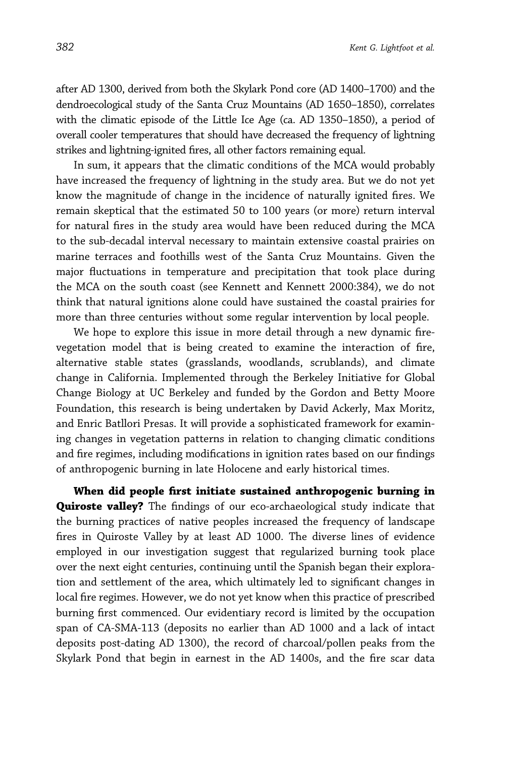after AD 1300, derived from both the Skylark Pond core (AD 1400–1700) and the dendroecological study of the Santa Cruz Mountains (AD 1650–1850), correlates with the climatic episode of the Little Ice Age (ca. AD 1350–1850), a period of overall cooler temperatures that should have decreased the frequency of lightning strikes and lightning-ignited fires, all other factors remaining equal.

In sum, it appears that the climatic conditions of the MCA would probably have increased the frequency of lightning in the study area. But we do not yet know the magnitude of change in the incidence of naturally ignited fires. We remain skeptical that the estimated 50 to 100 years (or more) return interval for natural fires in the study area would have been reduced during the MCA to the sub-decadal interval necessary to maintain extensive coastal prairies on marine terraces and foothills west of the Santa Cruz Mountains. Given the major fluctuations in temperature and precipitation that took place during the MCA on the south coast (see Kennett and Kennett 2000:384), we do not think that natural ignitions alone could have sustained the coastal prairies for more than three centuries without some regular intervention by local people.

We hope to explore this issue in more detail through a new dynamic fire-vegetation model that is being created to examine the interaction of fire, alternative stable states (grasslands, woodlands, scrublands), and climate change in California. Implemented through the Berkeley Initiative for Global Change Biology at UC Berkeley and funded by the Gordon and Betty Moore Foundation, this research is being undertaken by David Ackerly, Max Moritz, and Enric Batllori Presas. It will provide a sophisticated framework for examining changes in vegetation patterns in relation to changing climatic conditions and fire regimes, including modifications in ignition rates based on our findings of anthropogenic burning in late Holocene and early historical times.

**When did people first initiate sustained anthropogenic burning in Quiroste valley?** The findings of our eco-archaeological study indicate that the burning practices of native peoples increased the frequency of landscape fires in Quiroste Valley by at least AD 1000. The diverse lines of evidence employed in our investigation suggest that regularized burning took place over the next eight centuries, continuing until the Spanish began their exploration and settlement of the area, which ultimately led to significant changes in local fire regimes. However, we do not yet know when this practice of prescribed burning first commenced. Our evidentiary record is limited by the occupation span of CA-SMA-113 (deposits no earlier than AD 1000 and a lack of intact deposits post-dating AD 1300), the record of charcoal/pollen peaks from the Skylark Pond that begin in earnest in the AD 1400s, and the fire scar data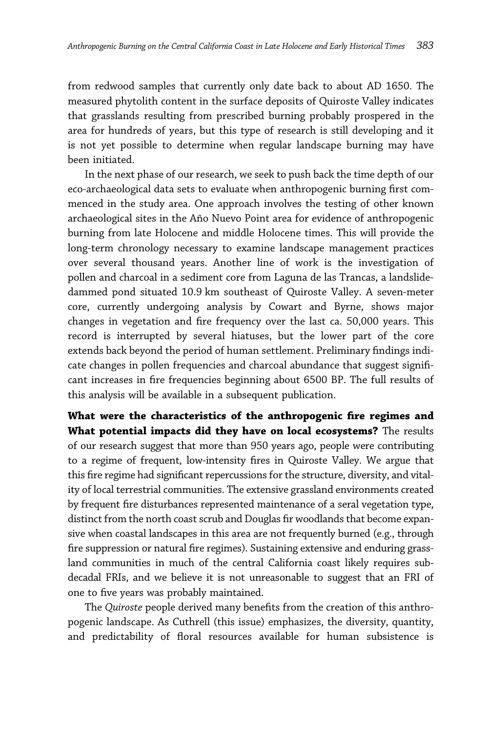from redwood samples that currently only date back to about AD 1650. The measured phytolith content in the surface deposits of Quiroste Valley indicates that grasslands resulting from prescribed burning probably prospered in the area for hundreds of years, but this type of research is still developing and it is not yet possible to determine when regular landscape burning may have been initiated.

In the next phase of our research, we seek to push back the time depth of our eco-archaeological data sets to evaluate when anthropogenic burning first commenced in the study area. One approach involves the testing of other known archaeological sites in the Año Nuevo Point area for evidence of anthropogenic burning from late Holocene and middle Holocene times. This will provide the long-term chronology necessary to examine landscape management practices over several thousand years. Another line of work is the investigation of pollen and charcoal in a sediment core from Laguna de las Trancas, a landslide-dammed pond situated 10.9 km southeast of Quiroste Valley. A seven-meter core, currently undergoing analysis by Cowart and Byrne, shows major changes in vegetation and fire frequency over the last ca. 50,000 years. This record is interrupted by several hiatuses, but the lower part of the core extends back beyond the period of human settlement. Preliminary findings indicate changes in pollen frequencies and charcoal abundance that suggest significant increases in fire frequencies beginning about 6500 BP. The full results of this analysis will be available in a subsequent publication.

**What were the characteristics of the anthropogenic fire regimes and What potential impacts did they have on local ecosystems?** The results of our research suggest that more than 950 years ago, people were contributing to a regime of frequent, low-intensity fires in Quiroste Valley. We argue that this fire regime had significant repercussions for the structure, diversity, and vitality of local terrestrial communities. The extensive grassland environments created by frequent fire disturbances represented maintenance of a seral vegetation type, distinct from the north coast scrub and Douglas fir woodlands that become expansive when coastal landscapes in this area are not frequently burned (e.g., through fire suppression or natural fire regimes). Sustaining extensive and enduring grassland communities in much of the central California coast likely requires subdecadal FRIs, and we believe it is not unreasonable to suggest that an FRI of one to five years was probably maintained.

The *Quiroste* people derived many benefits from the creation of this anthropogenic landscape. As Cuthrell (this issue) emphasizes, the diversity, quantity, and predictability of floral resources available for human subsistence is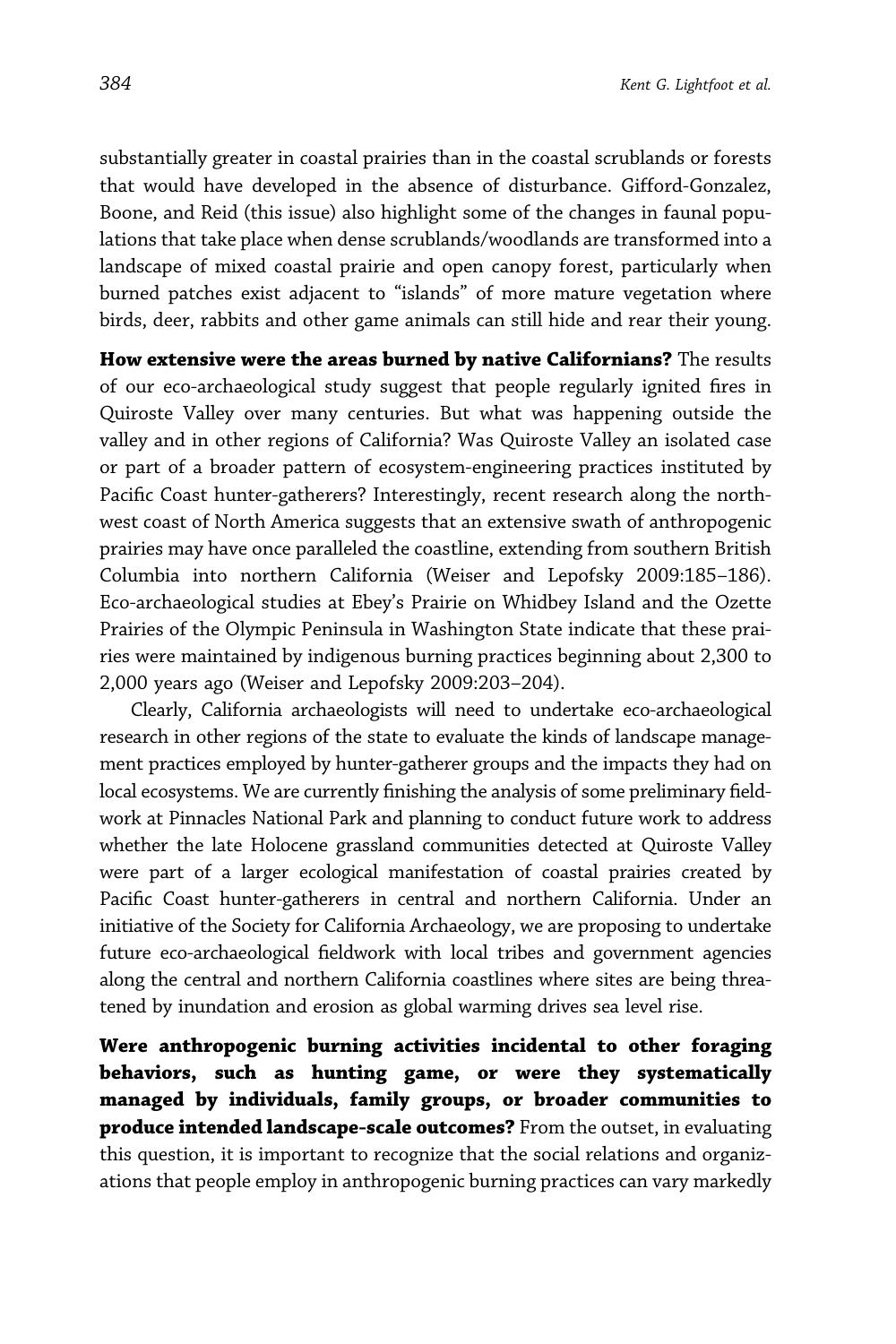substantially greater in coastal prairies than in the coastal scrublands or forests that would have developed in the absence of disturbance. Gifford-Gonzalez, Boone, and Reid (this issue) also highlight some of the changes in faunal populations that take place when dense scrublands/woodlands are transformed into a landscape of mixed coastal prairie and open canopy forest, particularly when burned patches exist adjacent to "islands" of more mature vegetation where birds, deer, rabbits and other game animals can still hide and rear their young.

**How extensive were the areas burned by native Californians?** The results of our eco-archaeological study suggest that people regularly ignited fires in Quiroste Valley over many centuries. But what was happening outside the valley and in other regions of California? Was Quiroste Valley an isolated case or part of a broader pattern of ecosystem-engineering practices instituted by Pacific Coast hunter-gatherers? Interestingly, recent research along the northwest coast of North America suggests that an extensive swath of anthropogenic prairies may have once paralleled the coastline, extending from southern British Columbia into northern California (Weiser and Lepofsky 2009:185–186). Eco-archaeological studies at Ebey's Prairie on Whidbey Island and the Ozette Prairies of the Olympic Peninsula in Washington State indicate that these prairies were maintained by indigenous burning practices beginning about 2,300 to 2,000 years ago (Weiser and Lepofsky 2009:203–204).

Clearly, California archaeologists will need to undertake eco-archaeological research in other regions of the state to evaluate the kinds of landscape management practices employed by hunter-gatherer groups and the impacts they had on local ecosystems. We are currently finishing the analysis of some preliminary fieldwork at Pinnacles National Park and planning to conduct future work to address whether the late Holocene grassland communities detected at Quiroste Valley were part of a larger ecological manifestation of coastal prairies created by Pacific Coast hunter-gatherers in central and northern California. Under an initiative of the Society for California Archaeology, we are proposing to undertake future eco-archaeological fieldwork with local tribes and government agencies along the central and northern California coastlines where sites are being threatened by inundation and erosion as global warming drives sea level rise.

**Were anthropogenic burning activities incidental to other foraging behaviors, such as hunting game, or were they systematically managed by individuals, family groups, or broader communities to produce intended landscape-scale outcomes?** From the outset, in evaluating this question, it is important to recognize that the social relations and organizations that people employ in anthropogenic burning practices can vary markedly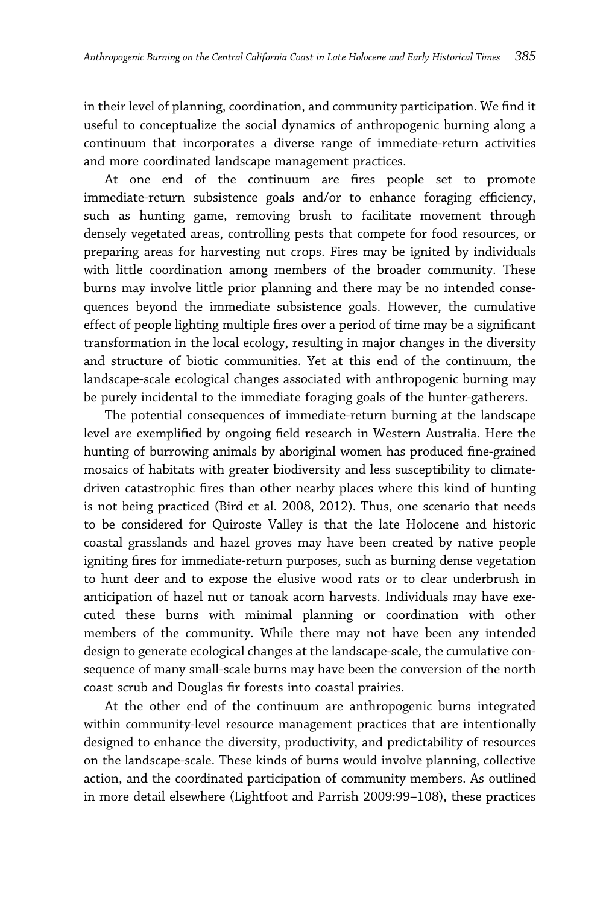in their level of planning, coordination, and community participation. We find it useful to conceptualize the social dynamics of anthropogenic burning along a continuum that incorporates a diverse range of immediate-return activities and more coordinated landscape management practices.

At one end of the continuum are fires people set to promote immediate-return subsistence goals and/or to enhance foraging efficiency, such as hunting game, removing brush to facilitate movement through densely vegetated areas, controlling pests that compete for food resources, or preparing areas for harvesting nut crops. Fires may be ignited by individuals with little coordination among members of the broader community. These burns may involve little prior planning and there may be no intended consequences beyond the immediate subsistence goals. However, the cumulative effect of people lighting multiple fires over a period of time may be a significant transformation in the local ecology, resulting in major changes in the diversity and structure of biotic communities. Yet at this end of the continuum, the landscape-scale ecological changes associated with anthropogenic burning may be purely incidental to the immediate foraging goals of the hunter-gatherers.

The potential consequences of immediate-return burning at the landscape level are exemplified by ongoing field research in Western Australia. Here the hunting of burrowing animals by aboriginal women has produced fine-grained mosaics of habitats with greater biodiversity and less susceptibility to climate-driven catastrophic fires than other nearby places where this kind of hunting is not being practiced (Bird et al. 2008, 2012). Thus, one scenario that needs to be considered for Quiroste Valley is that the late Holocene and historic coastal grasslands and hazel groves may have been created by native people igniting fires for immediate-return purposes, such as burning dense vegetation to hunt deer and to expose the elusive wood rats or to clear underbrush in anticipation of hazel nut or tanoak acorn harvests. Individuals may have executed these burns with minimal planning or coordination with other members of the community. While there may not have been any intended design to generate ecological changes at the landscape-scale, the cumulative consequence of many small-scale burns may have been the conversion of the north coast scrub and Douglas fir forests into coastal prairies.

At the other end of the continuum are anthropogenic burns integrated within community-level resource management practices that are intentionally designed to enhance the diversity, productivity, and predictability of resources on the landscape-scale. These kinds of burns would involve planning, collective action, and the coordinated participation of community members. As outlined in more detail elsewhere (Lightfoot and Parrish 2009:99–108), these practices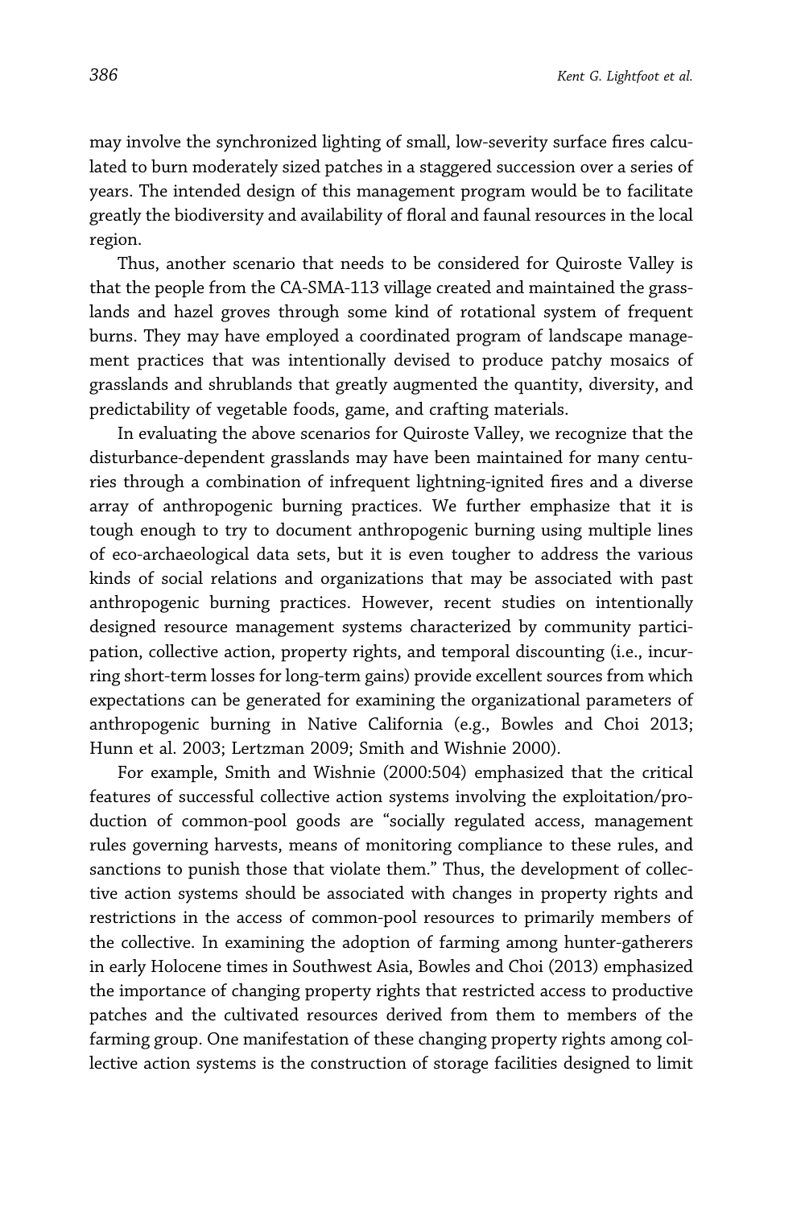may involve the synchronized lighting of small, low-severity surface fires calculated to burn moderately sized patches in a staggered succession over a series of years. The intended design of this management program would be to facilitate greatly the biodiversity and availability of floral and faunal resources in the local region.

Thus, another scenario that needs to be considered for Quiroste Valley is that the people from the CA-SMA-113 village created and maintained the grasslands and hazel groves through some kind of rotational system of frequent burns. They may have employed a coordinated program of landscape management practices that was intentionally devised to produce patchy mosaics of grasslands and shrublands that greatly augmented the quantity, diversity, and predictability of vegetable foods, game, and crafting materials.

In evaluating the above scenarios for Quiroste Valley, we recognize that the disturbance-dependent grasslands may have been maintained for many centuries through a combination of infrequent lightning-ignited fires and a diverse array of anthropogenic burning practices. We further emphasize that it is tough enough to try to document anthropogenic burning using multiple lines of eco-archaeological data sets, but it is even tougher to address the various kinds of social relations and organizations that may be associated with past anthropogenic burning practices. However, recent studies on intentionally designed resource management systems characterized by community participation, collective action, property rights, and temporal discounting (i.e., incurring short-term losses for long-term gains) provide excellent sources from which expectations can be generated for examining the organizational parameters of anthropogenic burning in Native California (e.g., Bowles and Choi 2013; Hunn et al. 2003; Lertzman 2009; Smith and Wishnie 2000).

For example, Smith and Wishnie (2000:504) emphasized that the critical features of successful collective action systems involving the exploitation/production of common-pool goods are "socially regulated access, management rules governing harvests, means of monitoring compliance to these rules, and sanctions to punish those that violate them." Thus, the development of collective action systems should be associated with changes in property rights and restrictions in the access of common-pool resources to primarily members of the collective. In examining the adoption of farming among hunter-gatherers in early Holocene times in Southwest Asia, Bowles and Choi (2013) emphasized the importance of changing property rights that restricted access to productive patches and the cultivated resources derived from them to members of the farming group. One manifestation of these changing property rights among collective action systems is the construction of storage facilities designed to limit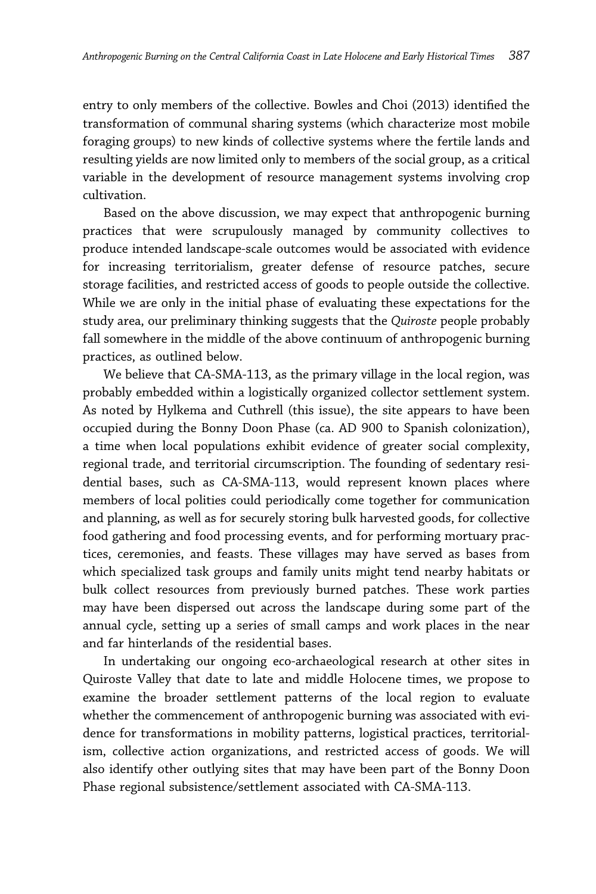entry to only members of the collective. Bowles and Choi (2013) identified the transformation of communal sharing systems (which characterize most mobile foraging groups) to new kinds of collective systems where the fertile lands and resulting yields are now limited only to members of the social group, as a critical variable in the development of resource management systems involving crop cultivation.

Based on the above discussion, we may expect that anthropogenic burning practices that were scrupulously managed by community collectives to produce intended landscape-scale outcomes would be associated with evidence for increasing territorialism, greater defense of resource patches, secure storage facilities, and restricted access of goods to people outside the collective. While we are only in the initial phase of evaluating these expectations for the study area, our preliminary thinking suggests that the *Quiroste* people probably fall somewhere in the middle of the above continuum of anthropogenic burning practices, as outlined below.

We believe that CA-SMA-113, as the primary village in the local region, was probably embedded within a logistically organized collector settlement system. As noted by Hylkema and Cuthrell (this issue), the site appears to have been occupied during the Bonny Doon Phase (ca. AD 900 to Spanish colonization), a time when local populations exhibit evidence of greater social complexity, regional trade, and territorial circumscription. The founding of sedentary residential bases, such as CA-SMA-113, would represent known places where members of local polities could periodically come together for communication and planning, as well as for securely storing bulk harvested goods, for collective food gathering and food processing events, and for performing mortuary practices, ceremonies, and feasts. These villages may have served as bases from which specialized task groups and family units might tend nearby habitats or bulk collect resources from previously burned patches. These work parties may have been dispersed out across the landscape during some part of the annual cycle, setting up a series of small camps and work places in the near and far hinterlands of the residential bases.

In undertaking our ongoing eco-archaeological research at other sites in Quiroste Valley that date to late and middle Holocene times, we propose to examine the broader settlement patterns of the local region to evaluate whether the commencement of anthropogenic burning was associated with evidence for transformations in mobility patterns, logistical practices, territorialism, collective action organizations, and restricted access of goods. We will also identify other outlying sites that may have been part of the Bonny Doon Phase regional subsistence/settlement associated with CA-SMA-113.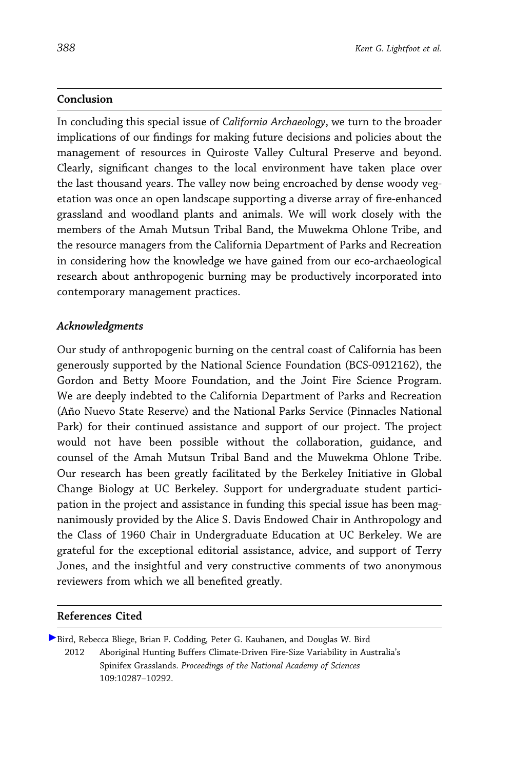## Conclusion

In concluding this special issue of *California Archaeology*, we turn to the broader implications of our findings for making future decisions and policies about the management of resources in Quiroste Valley Cultural Preserve and beyond. Clearly, significant changes to the local environment have taken place over the last thousand years. The valley now being encroached by dense woody vegetation was once an open landscape supporting a diverse array of fire-enhanced grassland and woodland plants and animals. We will work closely with the members of the Amah Mutsun Tribal Band, the Muwekma Ohlone Tribe, and the resource managers from the California Department of Parks and Recreation in considering how the knowledge we have gained from our eco-archaeological research about anthropogenic burning may be productively incorporated into contemporary management practices.

### *Acknowledgments*

Our study of anthropogenic burning on the central coast of California has been generously supported by the National Science Foundation (BCS-0912162), the Gordon and Betty Moore Foundation, and the Joint Fire Science Program. We are deeply indebted to the California Department of Parks and Recreation (Año Nuevo State Reserve) and the National Parks Service (Pinnacles National Park) for their continued assistance and support of our project. The project would not have been possible without the collaboration, guidance, and counsel of the Amah Mutsun Tribal Band and the Muwekma Ohlone Tribe. Our research has been greatly facilitated by the Berkeley Initiative in Global Change Biology at UC Berkeley. Support for undergraduate student participation in the project and assistance in funding this special issue has been magnanimously provided by the Alice S. Davis Endowed Chair in Anthropology and the Class of 1960 Chair in Undergraduate Education at UC Berkeley. We are grateful for the exceptional editorial assistance, advice, and support of Terry Jones, and the insightful and very constructive comments of two anonymous reviewers from which we all benefited greatly.

## References Cited

Bird, Rebecca Bliege, Brian F. Codding, Peter G. Kauhanen, and Douglas W. Bird
2012 Aboriginal Hunting Buffers Climate-Driven Fire-Size Variability in Australia's Spinifex Grasslands. *Proceedings of the National Academy of Sciences* 109:10287–10292.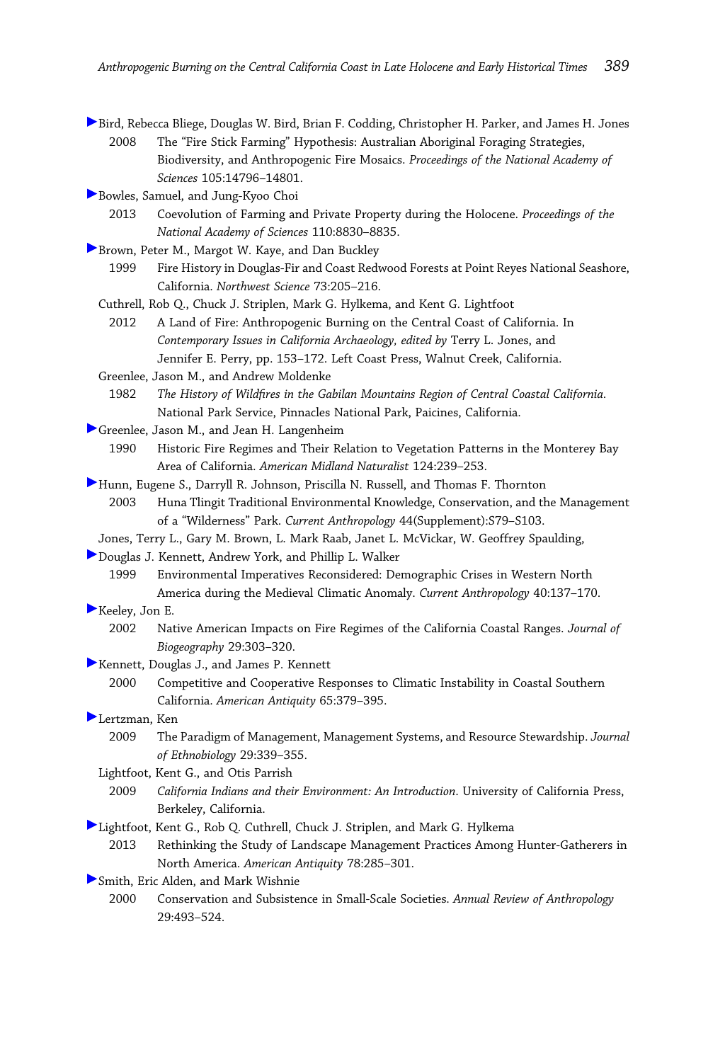Bird, Rebecca Bliege, Douglas W. Bird, Brian F. Codding, Christopher H. Parker, and James H. Jones
2008 The "Fire Stick Farming" Hypothesis: Australian Aboriginal Foraging Strategies, Biodiversity, and Anthropogenic Fire Mosaics. *Proceedings of the National Academy of Sciences* 105:14796–14801.

Bowles, Samuel, and Jung-Kyoo Choi
2013 Coevolution of Farming and Private Property during the Holocene. *Proceedings of the National Academy of Sciences* 110:8830–8835.

Brown, Peter M., Margot W. Kaye, and Dan Buckley
1999 Fire History in Douglas-Fir and Coast Redwood Forests at Point Reyes National Seashore, California. *Northwest Science* 73:205–216.

Cuthrell, Rob Q., Chuck J. Striplen, Mark G. Hylkema, and Kent G. Lightfoot
2012 A Land of Fire: Anthropogenic Burning on the Central Coast of California. In *Contemporary Issues in California Archaeology, edited by* Terry L. Jones, and Jennifer E. Perry, pp. 153–172. Left Coast Press, Walnut Creek, California.

Greenlee, Jason M., and Andrew Moldenke
1982 *The History of Wildfires in the Gabilan Mountains Region of Central Coastal California*. National Park Service, Pinnacles National Park, Paicines, California.

Greenlee, Jason M., and Jean H. Langenheim
1990 Historic Fire Regimes and Their Relation to Vegetation Patterns in the Monterey Bay Area of California. *American Midland Naturalist* 124:239–253.

Hunn, Eugene S., Darryll R. Johnson, Priscilla N. Russell, and Thomas F. Thornton
2003 Huna Tlingit Traditional Environmental Knowledge, Conservation, and the Management of a "Wilderness" Park. *Current Anthropology* 44(Supplement):S79–S103.

Jones, Terry L., Gary M. Brown, L. Mark Raab, Janet L. McVickar, W. Geoffrey Spaulding, Douglas J. Kennett, Andrew York, and Phillip L. Walker
1999 Environmental Imperatives Reconsidered: Demographic Crises in Western North America during the Medieval Climatic Anomaly. *Current Anthropology* 40:137–170.

Keeley, Jon E.
2002 Native American Impacts on Fire Regimes of the California Coastal Ranges. *Journal of Biogeography* 29:303–320.

Kennett, Douglas J., and James P. Kennett
2000 Competitive and Cooperative Responses to Climatic Instability in Coastal Southern California. *American Antiquity* 65:379–395.

Lertzman, Ken
2009 The Paradigm of Management, Management Systems, and Resource Stewardship. *Journal of Ethnobiology* 29:339–355.

Lightfoot, Kent G., and Otis Parrish
2009 *California Indians and their Environment: An Introduction*. University of California Press, Berkeley, California.

Lightfoot, Kent G., Rob Q. Cuthrell, Chuck J. Striplen, and Mark G. Hylkema
2013 Rethinking the Study of Landscape Management Practices Among Hunter-Gatherers in North America. *American Antiquity* 78:285–301.

Smith, Eric Alden, and Mark Wishnie
2000 Conservation and Subsistence in Small-Scale Societies. *Annual Review of Anthropology* 29:493–524.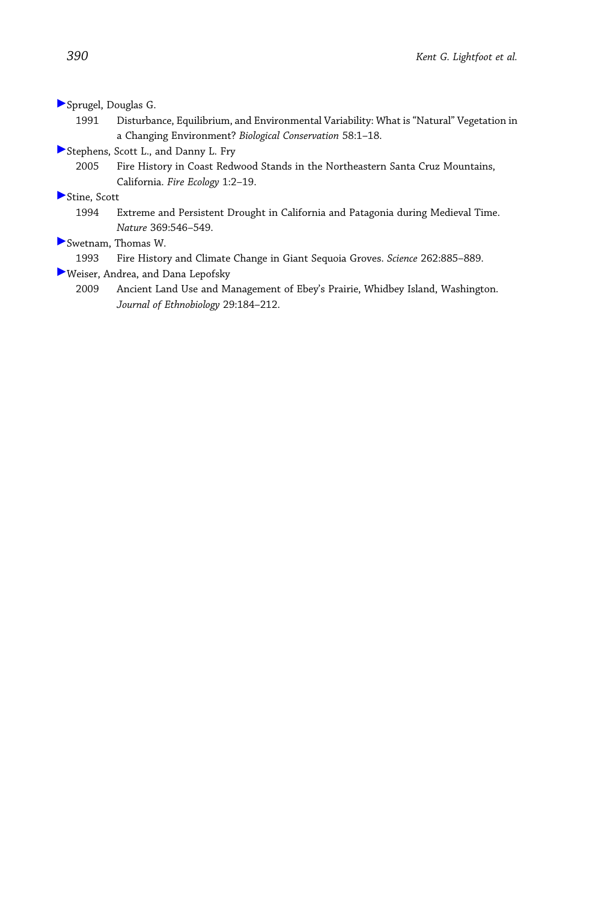Sprugel, Douglas G.

1991 Disturbance, Equilibrium, and Environmental Variability: What is “Natural” Vegetation in a Changing Environment? *Biological Conservation* 58:1–18.

Stephens, Scott L., and Danny L. Fry

2005 Fire History in Coast Redwood Stands in the Northeastern Santa Cruz Mountains, California. *Fire Ecology* 1:2–19.

Stine, Scott

1994 Extreme and Persistent Drought in California and Patagonia during Medieval Time. *Nature* 369:546–549.

Swetnam, Thomas W.

1993 Fire History and Climate Change in Giant Sequoia Groves. *Science* 262:885–889.

Weiser, Andrea, and Dana Lepofsky

2009 Ancient Land Use and Management of Ebey’s Prairie, Whidbey Island, Washington. *Journal of Ethnobiology* 29:184–212.